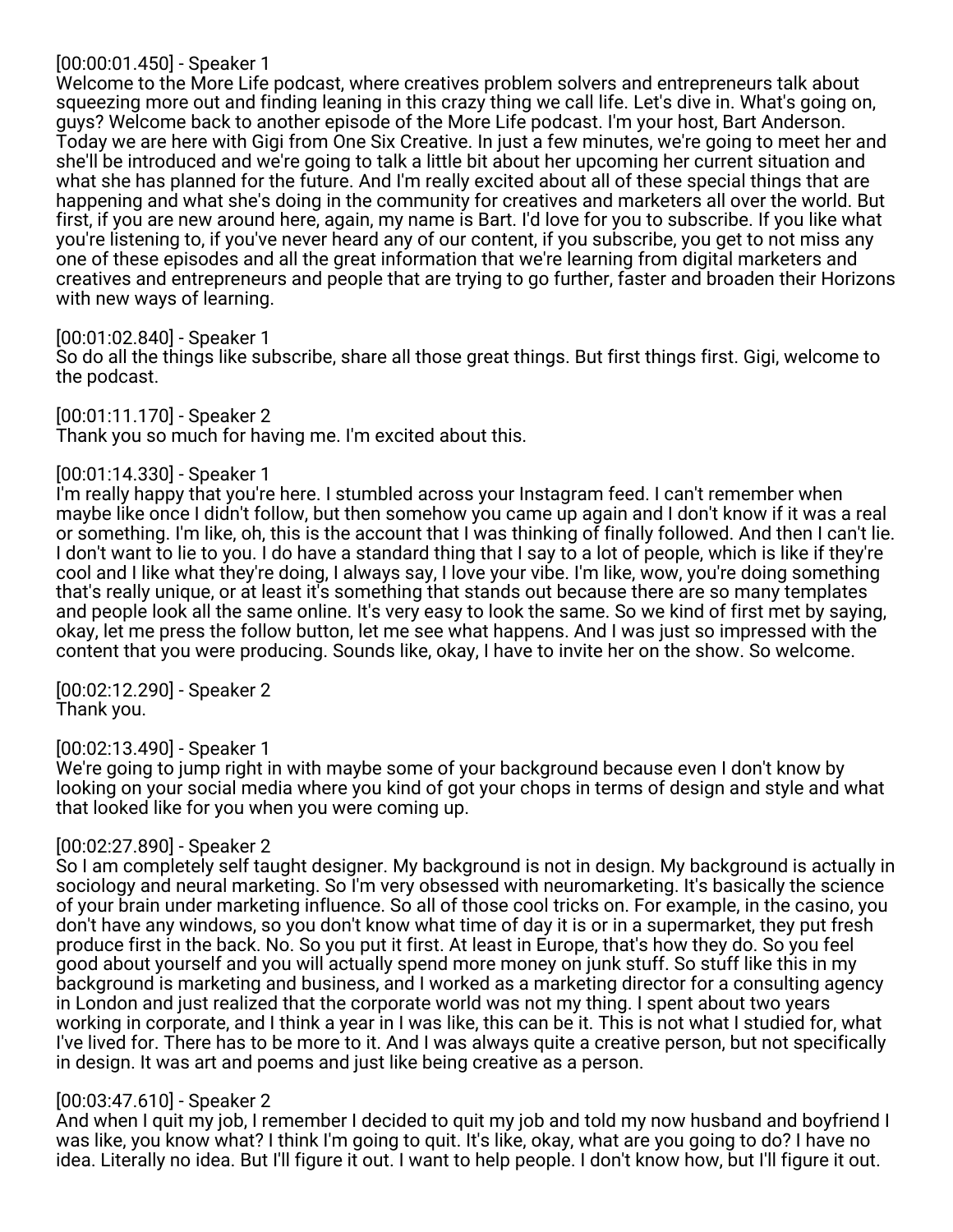[00:00:01.450] - Speaker 1
Welcome to the More Life podcast, where creatives problem solvers and entrepreneurs talk about squeezing more out and finding leaning in this crazy thing we call life. Let's dive in. What's going on, guys? Welcome back to another episode of the More Life podcast. I'm your host, Bart Anderson. Today we are here with Gigi from One Six Creative. In just a few minutes, we're going to meet her and she'll be introduced and we're going to talk a little bit about her upcoming her current situation and what she has planned for the future. And I'm really excited about all of these special things that are happening and what she's doing in the community for creatives and marketers all over the world. But first, if you are new around here, again, my name is Bart. I'd love for you to subscribe. If you like what you're listening to, if you've never heard any of our content, if you subscribe, you get to not miss any one of these episodes and all the great information that we're learning from digital marketers and creatives and entrepreneurs and people that are trying to go further, faster and broaden their Horizons with new ways of learning.

[00:01:02.840] - Speaker 1
So do all the things like subscribe, share all those great things. But first things first. Gigi, welcome to the podcast.

[00:01:11.170] - Speaker 2
Thank you so much for having me. I'm excited about this.

[00:01:14.330] - Speaker 1
I'm really happy that you're here. I stumbled across your Instagram feed. I can't remember when maybe like once I didn't follow, but then somehow you came up again and I don't know if it was a real or something. I'm like, oh, this is the account that I was thinking of finally followed. And then I can't lie. I don't want to lie to you. I do have a standard thing that I say to a lot of people, which is like if they're cool and I like what they're doing, I always say, I love your vibe. I'm like, wow, you're doing something that's really unique, or at least it's something that stands out because there are so many templates and people look all the same online. It's very easy to look the same. So we kind of first met by saying, okay, let me press the follow button, let me see what happens. And I was just so impressed with the content that you were producing. Sounds like, okay, I have to invite her on the show. So welcome.

[00:02:12.290] - Speaker 2
Thank you.

[00:02:13.490] - Speaker 1
We're going to jump right in with maybe some of your background because even I don't know by looking on your social media where you kind of got your chops in terms of design and style and what that looked like for you when you were coming up.

[00:02:27.890] - Speaker 2
So I am completely self taught designer. My background is not in design. My background is actually in sociology and neural marketing. So I'm very obsessed with neuromarketing. It's basically the science of your brain under marketing influence. So all of those cool tricks on. For example, in the casino, you don't have any windows, so you don't know what time of day it is or in a supermarket, they put fresh produce first in the back. No. So you put it first. At least in Europe, that's how they do. So you feel good about yourself and you will actually spend more money on junk stuff. So stuff like this in my background is marketing and business, and I worked as a marketing director for a consulting agency in London and just realized that the corporate world was not my thing. I spent about two years working in corporate, and I think a year in I was like, this can be it. This is not what I studied for, what I've lived for. There has to be more to it. And I was always quite a creative person, but not specifically in design. It was art and poems and just like being creative as a person.

[00:03:47.610] - Speaker 2
And when I quit my job, I remember I decided to quit my job and told my now husband and boyfriend I was like, you know what? I think I'm going to quit. It's like, okay, what are you going to do? I have no idea. Literally no idea. But I'll figure it out. I want to help people. I don't know how, but I'll figure it out.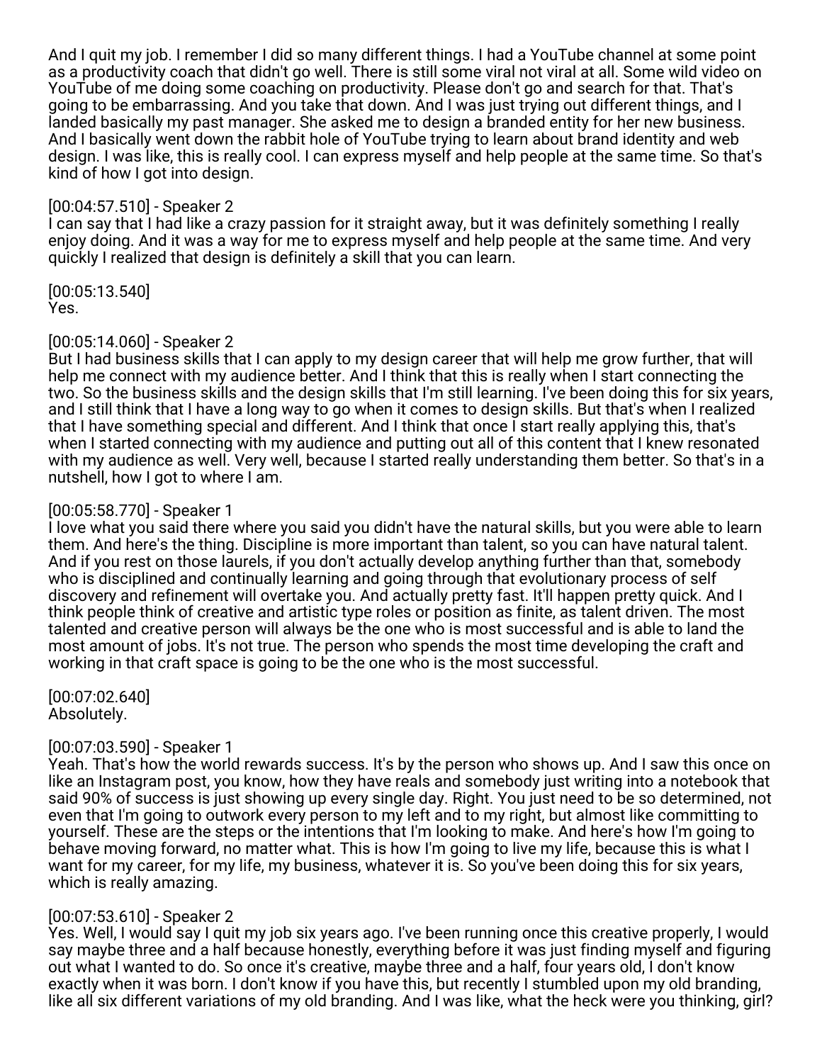And I quit my job. I remember I did so many different things. I had a YouTube channel at some point as a productivity coach that didn't go well. There is still some viral not viral at all. Some wild video on YouTube of me doing some coaching on productivity. Please don't go and search for that. That's going to be embarrassing. And you take that down. And I was just trying out different things, and I landed basically my past manager. She asked me to design a branded entity for her new business. And I basically went down the rabbit hole of YouTube trying to learn about brand identity and web design. I was like, this is really cool. I can express myself and help people at the same time. So that's kind of how I got into design.

[00:04:57.510] - Speaker 2
I can say that I had like a crazy passion for it straight away, but it was definitely something I really enjoy doing. And it was a way for me to express myself and help people at the same time. And very quickly I realized that design is definitely a skill that you can learn.

[00:05:13.540]
Yes.

[00:05:14.060] - Speaker 2
But I had business skills that I can apply to my design career that will help me grow further, that will help me connect with my audience better. And I think that this is really when I start connecting the two. So the business skills and the design skills that I'm still learning. I've been doing this for six years, and I still think that I have a long way to go when it comes to design skills. But that's when I realized that I have something special and different. And I think that once I start really applying this, that's when I started connecting with my audience and putting out all of this content that I knew resonated with my audience as well. Very well, because I started really understanding them better. So that's in a nutshell, how I got to where I am.

[00:05:58.770] - Speaker 1
I love what you said there where you said you didn't have the natural skills, but you were able to learn them. And here's the thing. Discipline is more important than talent, so you can have natural talent. And if you rest on those laurels, if you don't actually develop anything further than that, somebody who is disciplined and continually learning and going through that evolutionary process of self discovery and refinement will overtake you. And actually pretty fast. It'll happen pretty quick. And I think people think of creative and artistic type roles or position as finite, as talent driven. The most talented and creative person will always be the one who is most successful and is able to land the most amount of jobs. It's not true. The person who spends the most time developing the craft and working in that craft space is going to be the one who is the most successful.

[00:07:02.640]
Absolutely.

[00:07:03.590] - Speaker 1
Yeah. That's how the world rewards success. It's by the person who shows up. And I saw this once on like an Instagram post, you know, how they have reals and somebody just writing into a notebook that said 90% of success is just showing up every single day. Right. You just need to be so determined, not even that I'm going to outwork every person to my left and to my right, but almost like committing to yourself. These are the steps or the intentions that I'm looking to make. And here's how I'm going to behave moving forward, no matter what. This is how I'm going to live my life, because this is what I want for my career, for my life, my business, whatever it is. So you've been doing this for six years, which is really amazing.

[00:07:53.610] - Speaker 2
Yes. Well, I would say I quit my job six years ago. I've been running once this creative properly, I would say maybe three and a half because honestly, everything before it was just finding myself and figuring out what I wanted to do. So once it's creative, maybe three and a half, four years old, I don't know exactly when it was born. I don't know if you have this, but recently I stumbled upon my old branding, like all six different variations of my old branding. And I was like, what the heck were you thinking, girl?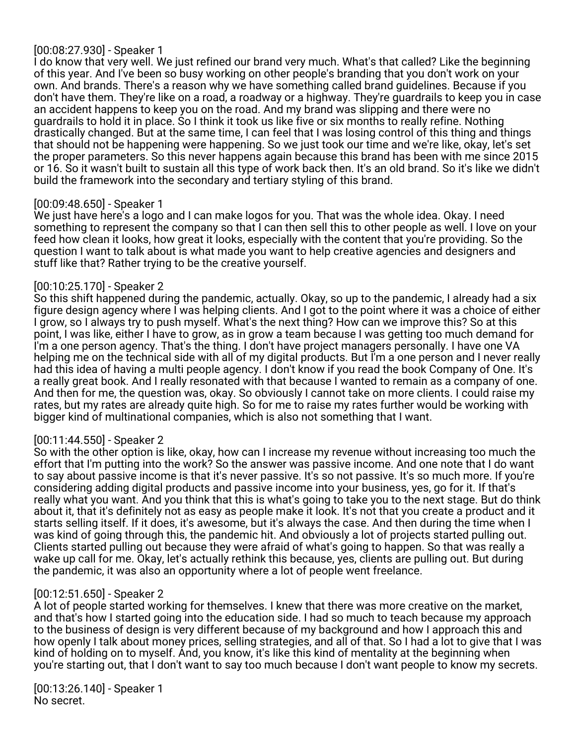[00:08:27.930] - Speaker 1
I do know that very well. We just refined our brand very much. What's that called? Like the beginning of this year. And I've been so busy working on other people's branding that you don't work on your own. And brands. There's a reason why we have something called brand guidelines. Because if you don't have them. They're like on a road, a roadway or a highway. They're guardrails to keep you in case an accident happens to keep you on the road. And my brand was slipping and there were no guardrails to hold it in place. So I think it took us like five or six months to really refine. Nothing drastically changed. But at the same time, I can feel that I was losing control of this thing and things that should not be happening were happening. So we just took our time and we're like, okay, let's set the proper parameters. So this never happens again because this brand has been with me since 2015 or 16. So it wasn't built to sustain all this type of work back then. It's an old brand. So it's like we didn't build the framework into the secondary and tertiary styling of this brand.

[00:09:48.650] - Speaker 1
We just have here's a logo and I can make logos for you. That was the whole idea. Okay. I need something to represent the company so that I can then sell this to other people as well. I love on your feed how clean it looks, how great it looks, especially with the content that you're providing. So the question I want to talk about is what made you want to help creative agencies and designers and stuff like that? Rather trying to be the creative yourself.

[00:10:25.170] - Speaker 2
So this shift happened during the pandemic, actually. Okay, so up to the pandemic, I already had a six figure design agency where I was helping clients. And I got to the point where it was a choice of either I grow, so I always try to push myself. What's the next thing? How can we improve this? So at this point, I was like, either I have to grow, as in grow a team because I was getting too much demand for I'm a one person agency. That's the thing. I don't have project managers personally. I have one VA helping me on the technical side with all of my digital products. But I'm a one person and I never really had this idea of having a multi people agency. I don't know if you read the book Company of One. It's a really great book. And I really resonated with that because I wanted to remain as a company of one. And then for me, the question was, okay. So obviously I cannot take on more clients. I could raise my rates, but my rates are already quite high. So for me to raise my rates further would be working with bigger kind of multinational companies, which is also not something that I want.

[00:11:44.550] - Speaker 2
So with the other option is like, okay, how can I increase my revenue without increasing too much the effort that I'm putting into the work? So the answer was passive income. And one note that I do want to say about passive income is that it's never passive. It's so not passive. It's so much more. If you're considering adding digital products and passive income into your business, yes, go for it. If that's really what you want. And you think that this is what's going to take you to the next stage. But do think about it, that it's definitely not as easy as people make it look. It's not that you create a product and it starts selling itself. If it does, it's awesome, but it's always the case. And then during the time when I was kind of going through this, the pandemic hit. And obviously a lot of projects started pulling out. Clients started pulling out because they were afraid of what's going to happen. So that was really a wake up call for me. Okay, let's actually rethink this because, yes, clients are pulling out. But during the pandemic, it was also an opportunity where a lot of people went freelance.

[00:12:51.650] - Speaker 2
A lot of people started working for themselves. I knew that there was more creative on the market, and that's how I started going into the education side. I had so much to teach because my approach to the business of design is very different because of my background and how I approach this and how openly I talk about money prices, selling strategies, and all of that. So I had a lot to give that I was kind of holding on to myself. And, you know, it's like this kind of mentality at the beginning when you're starting out, that I don't want to say too much because I don't want people to know my secrets.

[00:13:26.140] - Speaker 1
No secret.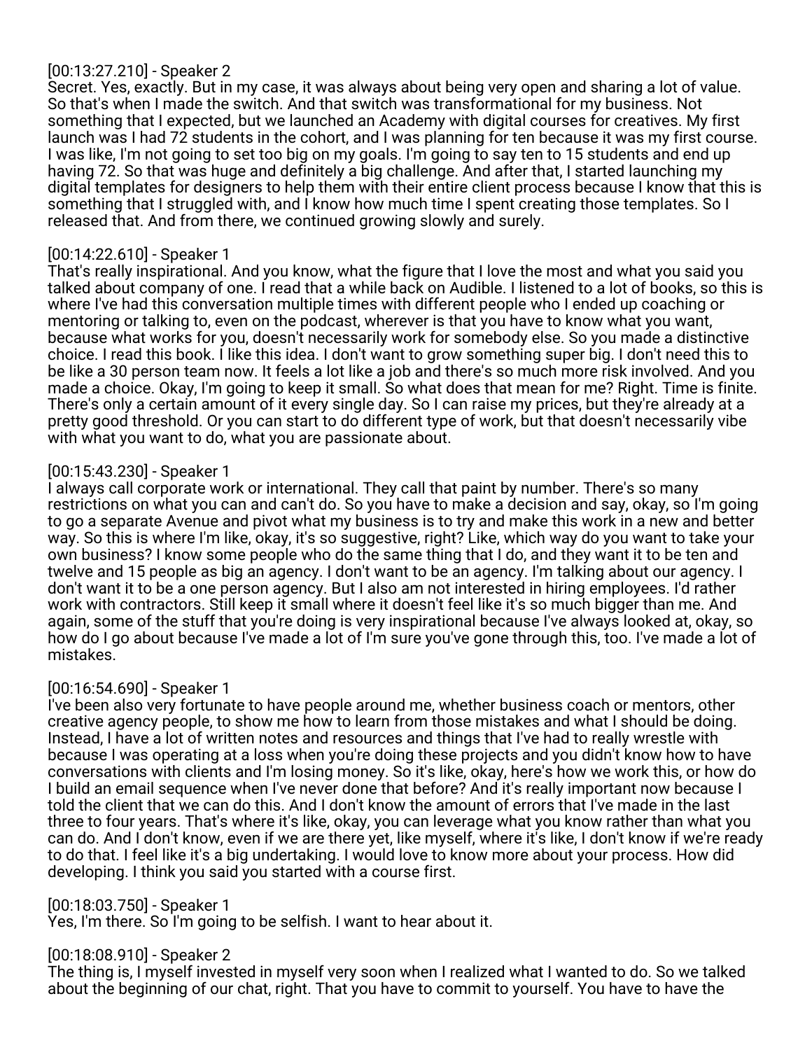[00:13:27.210] - Speaker 2
Secret. Yes, exactly. But in my case, it was always about being very open and sharing a lot of value. So that's when I made the switch. And that switch was transformational for my business. Not something that I expected, but we launched an Academy with digital courses for creatives. My first launch was I had 72 students in the cohort, and I was planning for ten because it was my first course. I was like, I'm not going to set too big on my goals. I'm going to say ten to 15 students and end up having 72. So that was huge and definitely a big challenge. And after that, I started launching my digital templates for designers to help them with their entire client process because I know that this is something that I struggled with, and I know how much time I spent creating those templates. So I released that. And from there, we continued growing slowly and surely.

[00:14:22.610] - Speaker 1
That's really inspirational. And you know, what the figure that I love the most and what you said you talked about company of one. I read that a while back on Audible. I listened to a lot of books, so this is where I've had this conversation multiple times with different people who I ended up coaching or mentoring or talking to, even on the podcast, wherever is that you have to know what you want, because what works for you, doesn't necessarily work for somebody else. So you made a distinctive choice. I read this book. I like this idea. I don't want to grow something super big. I don't need this to be like a 30 person team now. It feels a lot like a job and there's so much more risk involved. And you made a choice. Okay, I'm going to keep it small. So what does that mean for me? Right. Time is finite. There's only a certain amount of it every single day. So I can raise my prices, but they're already at a pretty good threshold. Or you can start to do different type of work, but that doesn't necessarily vibe with what you want to do, what you are passionate about.

[00:15:43.230] - Speaker 1
I always call corporate work or international. They call that paint by number. There's so many restrictions on what you can and can't do. So you have to make a decision and say, okay, so I'm going to go a separate Avenue and pivot what my business is to try and make this work in a new and better way. So this is where I'm like, okay, it's so suggestive, right? Like, which way do you want to take your own business? I know some people who do the same thing that I do, and they want it to be ten and twelve and 15 people as big an agency. I don't want to be an agency. I'm talking about our agency. I don't want it to be a one person agency. But I also am not interested in hiring employees. I'd rather work with contractors. Still keep it small where it doesn't feel like it's so much bigger than me. And again, some of the stuff that you're doing is very inspirational because I've always looked at, okay, so how do I go about because I've made a lot of I'm sure you've gone through this, too. I've made a lot of mistakes.

[00:16:54.690] - Speaker 1
I've been also very fortunate to have people around me, whether business coach or mentors, other creative agency people, to show me how to learn from those mistakes and what I should be doing. Instead, I have a lot of written notes and resources and things that I've had to really wrestle with because I was operating at a loss when you're doing these projects and you didn't know how to have conversations with clients and I'm losing money. So it's like, okay, here's how we work this, or how do I build an email sequence when I've never done that before? And it's really important now because I told the client that we can do this. And I don't know the amount of errors that I've made in the last three to four years. That's where it's like, okay, you can leverage what you know rather than what you can do. And I don't know, even if we are there yet, like myself, where it's like, I don't know if we're ready to do that. I feel like it's a big undertaking. I would love to know more about your process. How did developing. I think you said you started with a course first.

[00:18:03.750] - Speaker 1
Yes, I'm there. So I'm going to be selfish. I want to hear about it.

[00:18:08.910] - Speaker 2
The thing is, I myself invested in myself very soon when I realized what I wanted to do. So we talked about the beginning of our chat, right. That you have to commit to yourself. You have to have the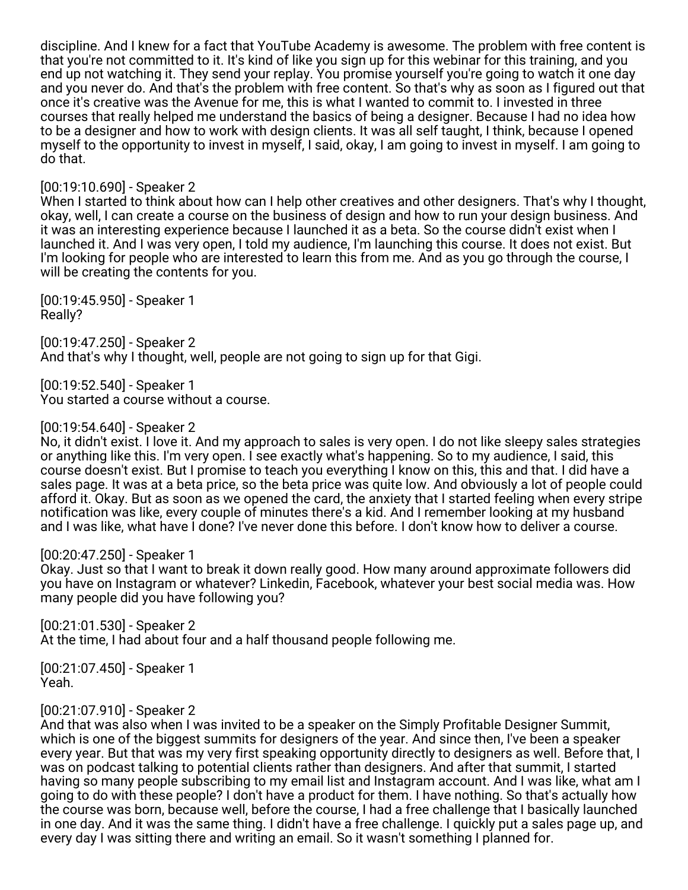discipline. And I knew for a fact that YouTube Academy is awesome. The problem with free content is that you're not committed to it. It's kind of like you sign up for this webinar for this training, and you end up not watching it. They send your replay. You promise yourself you're going to watch it one day and you never do. And that's the problem with free content. So that's why as soon as I figured out that once it's creative was the Avenue for me, this is what I wanted to commit to. I invested in three courses that really helped me understand the basics of being a designer. Because I had no idea how to be a designer and how to work with design clients. It was all self taught, I think, because I opened myself to the opportunity to invest in myself, I said, okay, I am going to invest in myself. I am going to do that.

[00:19:10.690] - Speaker 2
When I started to think about how can I help other creatives and other designers. That's why I thought, okay, well, I can create a course on the business of design and how to run your design business. And it was an interesting experience because I launched it as a beta. So the course didn't exist when I launched it. And I was very open, I told my audience, I'm launching this course. It does not exist. But I'm looking for people who are interested to learn this from me. And as you go through the course, I will be creating the contents for you.

[00:19:45.950] - Speaker 1
Really?

[00:19:47.250] - Speaker 2
And that's why I thought, well, people are not going to sign up for that Gigi.

[00:19:52.540] - Speaker 1
You started a course without a course.

[00:19:54.640] - Speaker 2
No, it didn't exist. I love it. And my approach to sales is very open. I do not like sleepy sales strategies or anything like this. I'm very open. I see exactly what's happening. So to my audience, I said, this course doesn't exist. But I promise to teach you everything I know on this, this and that. I did have a sales page. It was at a beta price, so the beta price was quite low. And obviously a lot of people could afford it. Okay. But as soon as we opened the card, the anxiety that I started feeling when every stripe notification was like, every couple of minutes there's a kid. And I remember looking at my husband and I was like, what have I done? I've never done this before. I don't know how to deliver a course.

[00:20:47.250] - Speaker 1
Okay. Just so that I want to break it down really good. How many around approximate followers did you have on Instagram or whatever? Linkedin, Facebook, whatever your best social media was. How many people did you have following you?

[00:21:01.530] - Speaker 2
At the time, I had about four and a half thousand people following me.

[00:21:07.450] - Speaker 1
Yeah.

[00:21:07.910] - Speaker 2
And that was also when I was invited to be a speaker on the Simply Profitable Designer Summit, which is one of the biggest summits for designers of the year. And since then, I've been a speaker every year. But that was my very first speaking opportunity directly to designers as well. Before that, I was on podcast talking to potential clients rather than designers. And after that summit, I started having so many people subscribing to my email list and Instagram account. And I was like, what am I going to do with these people? I don't have a product for them. I have nothing. So that's actually how the course was born, because well, before the course, I had a free challenge that I basically launched in one day. And it was the same thing. I didn't have a free challenge. I quickly put a sales page up, and every day I was sitting there and writing an email. So it wasn't something I planned for.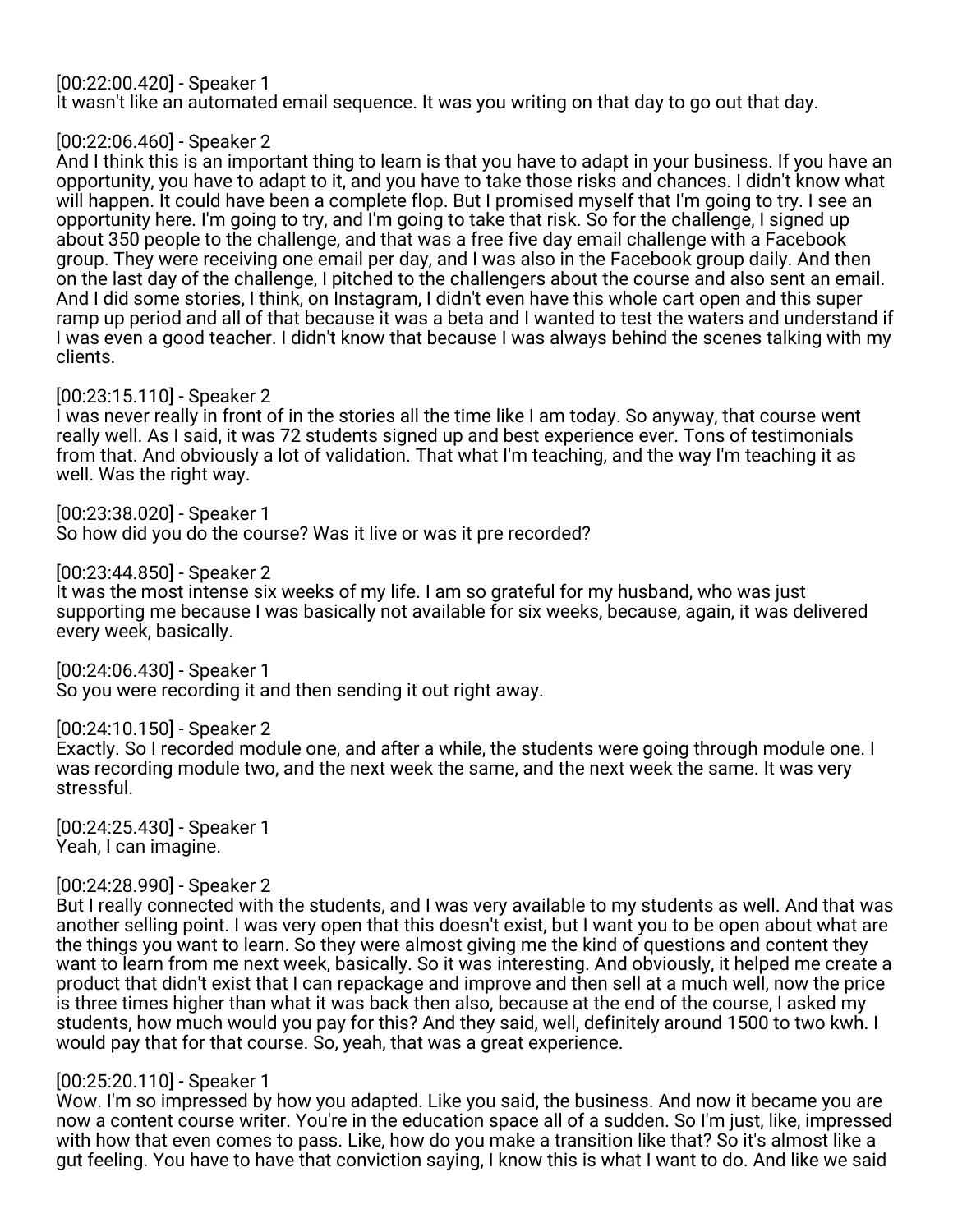[00:22:00.420] - Speaker 1
It wasn't like an automated email sequence. It was you writing on that day to go out that day.

[00:22:06.460] - Speaker 2
And I think this is an important thing to learn is that you have to adapt in your business. If you have an opportunity, you have to adapt to it, and you have to take those risks and chances. I didn't know what will happen. It could have been a complete flop. But I promised myself that I'm going to try. I see an opportunity here. I'm going to try, and I'm going to take that risk. So for the challenge, I signed up about 350 people to the challenge, and that was a free five day email challenge with a Facebook group. They were receiving one email per day, and I was also in the Facebook group daily. And then on the last day of the challenge, I pitched to the challengers about the course and also sent an email. And I did some stories, I think, on Instagram, I didn't even have this whole cart open and this super ramp up period and all of that because it was a beta and I wanted to test the waters and understand if I was even a good teacher. I didn't know that because I was always behind the scenes talking with my clients.

[00:23:15.110] - Speaker 2
I was never really in front of in the stories all the time like I am today. So anyway, that course went really well. As I said, it was 72 students signed up and best experience ever. Tons of testimonials from that. And obviously a lot of validation. That what I'm teaching, and the way I'm teaching it as well. Was the right way.

[00:23:38.020] - Speaker 1
So how did you do the course? Was it live or was it pre recorded?

[00:23:44.850] - Speaker 2
It was the most intense six weeks of my life. I am so grateful for my husband, who was just supporting me because I was basically not available for six weeks, because, again, it was delivered every week, basically.

[00:24:06.430] - Speaker 1
So you were recording it and then sending it out right away.

[00:24:10.150] - Speaker 2
Exactly. So I recorded module one, and after a while, the students were going through module one. I was recording module two, and the next week the same, and the next week the same. It was very stressful.

[00:24:25.430] - Speaker 1
Yeah, I can imagine.

[00:24:28.990] - Speaker 2
But I really connected with the students, and I was very available to my students as well. And that was another selling point. I was very open that this doesn't exist, but I want you to be open about what are the things you want to learn. So they were almost giving me the kind of questions and content they want to learn from me next week, basically. So it was interesting. And obviously, it helped me create a product that didn't exist that I can repackage and improve and then sell at a much well, now the price is three times higher than what it was back then also, because at the end of the course, I asked my students, how much would you pay for this? And they said, well, definitely around 1500 to two kwh. I would pay that for that course. So, yeah, that was a great experience.

[00:25:20.110] - Speaker 1
Wow. I'm so impressed by how you adapted. Like you said, the business. And now it became you are now a content course writer. You're in the education space all of a sudden. So I'm just, like, impressed with how that even comes to pass. Like, how do you make a transition like that? So it's almost like a gut feeling. You have to have that conviction saying, I know this is what I want to do. And like we said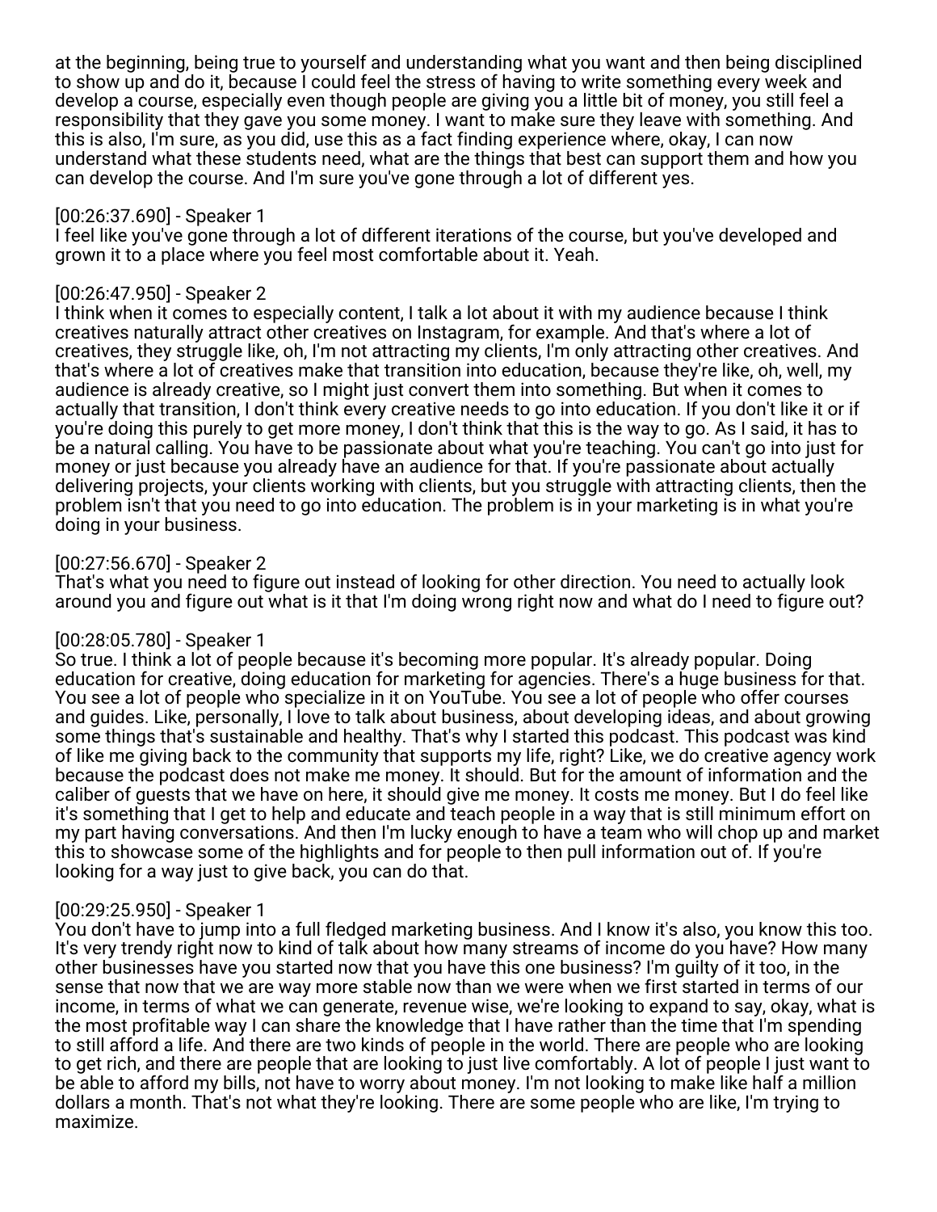at the beginning, being true to yourself and understanding what you want and then being disciplined to show up and do it, because I could feel the stress of having to write something every week and develop a course, especially even though people are giving you a little bit of money, you still feel a responsibility that they gave you some money. I want to make sure they leave with something. And this is also, I'm sure, as you did, use this as a fact finding experience where, okay, I can now understand what these students need, what are the things that best can support them and how you can develop the course. And I'm sure you've gone through a lot of different yes.

[00:26:37.690] - Speaker 1
I feel like you've gone through a lot of different iterations of the course, but you've developed and grown it to a place where you feel most comfortable about it. Yeah.

[00:26:47.950] - Speaker 2
I think when it comes to especially content, I talk a lot about it with my audience because I think creatives naturally attract other creatives on Instagram, for example. And that's where a lot of creatives, they struggle like, oh, I'm not attracting my clients, I'm only attracting other creatives. And that's where a lot of creatives make that transition into education, because they're like, oh, well, my audience is already creative, so I might just convert them into something. But when it comes to actually that transition, I don't think every creative needs to go into education. If you don't like it or if you're doing this purely to get more money, I don't think that this is the way to go. As I said, it has to be a natural calling. You have to be passionate about what you're teaching. You can't go into just for money or just because you already have an audience for that. If you're passionate about actually delivering projects, your clients working with clients, but you struggle with attracting clients, then the problem isn't that you need to go into education. The problem is in your marketing is in what you're doing in your business.

[00:27:56.670] - Speaker 2
That's what you need to figure out instead of looking for other direction. You need to actually look around you and figure out what is it that I'm doing wrong right now and what do I need to figure out?

[00:28:05.780] - Speaker 1
So true. I think a lot of people because it's becoming more popular. It's already popular. Doing education for creative, doing education for marketing for agencies. There's a huge business for that. You see a lot of people who specialize in it on YouTube. You see a lot of people who offer courses and guides. Like, personally, I love to talk about business, about developing ideas, and about growing some things that's sustainable and healthy. That's why I started this podcast. This podcast was kind of like me giving back to the community that supports my life, right? Like, we do creative agency work because the podcast does not make me money. It should. But for the amount of information and the caliber of guests that we have on here, it should give me money. It costs me money. But I do feel like it's something that I get to help and educate and teach people in a way that is still minimum effort on my part having conversations. And then I'm lucky enough to have a team who will chop up and market this to showcase some of the highlights and for people to then pull information out of. If you're looking for a way just to give back, you can do that.

[00:29:25.950] - Speaker 1
You don't have to jump into a full fledged marketing business. And I know it's also, you know this too. It's very trendy right now to kind of talk about how many streams of income do you have? How many other businesses have you started now that you have this one business? I'm guilty of it too, in the sense that now that we are way more stable now than we were when we first started in terms of our income, in terms of what we can generate, revenue wise, we're looking to expand to say, okay, what is the most profitable way I can share the knowledge that I have rather than the time that I'm spending to still afford a life. And there are two kinds of people in the world. There are people who are looking to get rich, and there are people that are looking to just live comfortably. A lot of people I just want to be able to afford my bills, not have to worry about money. I'm not looking to make like half a million dollars a month. That's not what they're looking. There are some people who are like, I'm trying to maximize.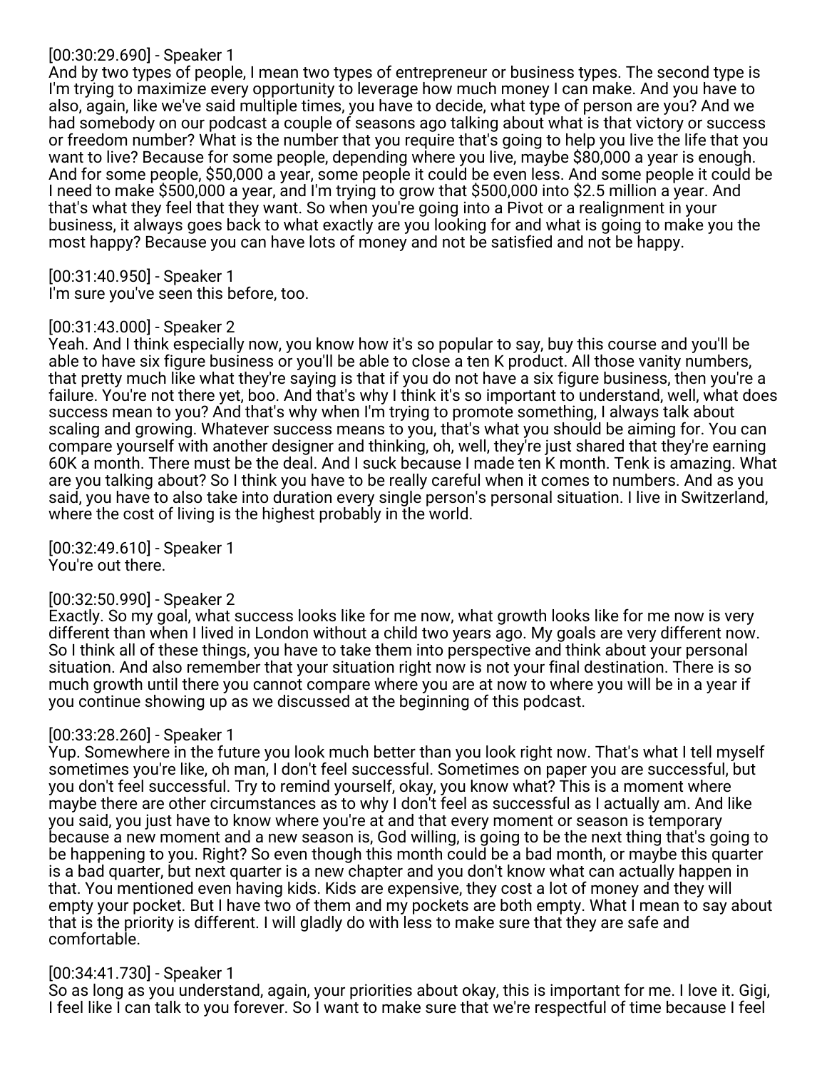[00:30:29.690] - Speaker 1
And by two types of people, I mean two types of entrepreneur or business types. The second type is I'm trying to maximize every opportunity to leverage how much money I can make. And you have to also, again, like we've said multiple times, you have to decide, what type of person are you? And we had somebody on our podcast a couple of seasons ago talking about what is that victory or success or freedom number? What is the number that you require that's going to help you live the life that you want to live? Because for some people, depending where you live, maybe $80,000 a year is enough. And for some people, $50,000 a year, some people it could be even less. And some people it could be I need to make $500,000 a year, and I'm trying to grow that $500,000 into $2.5 million a year. And that's what they feel that they want. So when you're going into a Pivot or a realignment in your business, it always goes back to what exactly are you looking for and what is going to make you the most happy? Because you can have lots of money and not be satisfied and not be happy.

[00:31:40.950] - Speaker 1
I'm sure you've seen this before, too.

[00:31:43.000] - Speaker 2
Yeah. And I think especially now, you know how it's so popular to say, buy this course and you'll be able to have six figure business or you'll be able to close a ten K product. All those vanity numbers, that pretty much like what they're saying is that if you do not have a six figure business, then you're a failure. You're not there yet, boo. And that's why I think it's so important to understand, well, what does success mean to you? And that's why when I'm trying to promote something, I always talk about scaling and growing. Whatever success means to you, that's what you should be aiming for. You can compare yourself with another designer and thinking, oh, well, they're just shared that they're earning 60K a month. There must be the deal. And I suck because I made ten K month. Tenk is amazing. What are you talking about? So I think you have to be really careful when it comes to numbers. And as you said, you have to also take into duration every single person's personal situation. I live in Switzerland, where the cost of living is the highest probably in the world.

[00:32:49.610] - Speaker 1
You're out there.

[00:32:50.990] - Speaker 2
Exactly. So my goal, what success looks like for me now, what growth looks like for me now is very different than when I lived in London without a child two years ago. My goals are very different now. So I think all of these things, you have to take them into perspective and think about your personal situation. And also remember that your situation right now is not your final destination. There is so much growth until there you cannot compare where you are at now to where you will be in a year if you continue showing up as we discussed at the beginning of this podcast.

[00:33:28.260] - Speaker 1
Yup. Somewhere in the future you look much better than you look right now. That's what I tell myself sometimes you're like, oh man, I don't feel successful. Sometimes on paper you are successful, but you don't feel successful. Try to remind yourself, okay, you know what? This is a moment where maybe there are other circumstances as to why I don't feel as successful as I actually am. And like you said, you just have to know where you're at and that every moment or season is temporary because a new moment and a new season is, God willing, is going to be the next thing that's going to be happening to you. Right? So even though this month could be a bad month, or maybe this quarter is a bad quarter, but next quarter is a new chapter and you don't know what can actually happen in that. You mentioned even having kids. Kids are expensive, they cost a lot of money and they will empty your pocket. But I have two of them and my pockets are both empty. What I mean to say about that is the priority is different. I will gladly do with less to make sure that they are safe and comfortable.

[00:34:41.730] - Speaker 1
So as long as you understand, again, your priorities about okay, this is important for me. I love it. Gigi, I feel like I can talk to you forever. So I want to make sure that we're respectful of time because I feel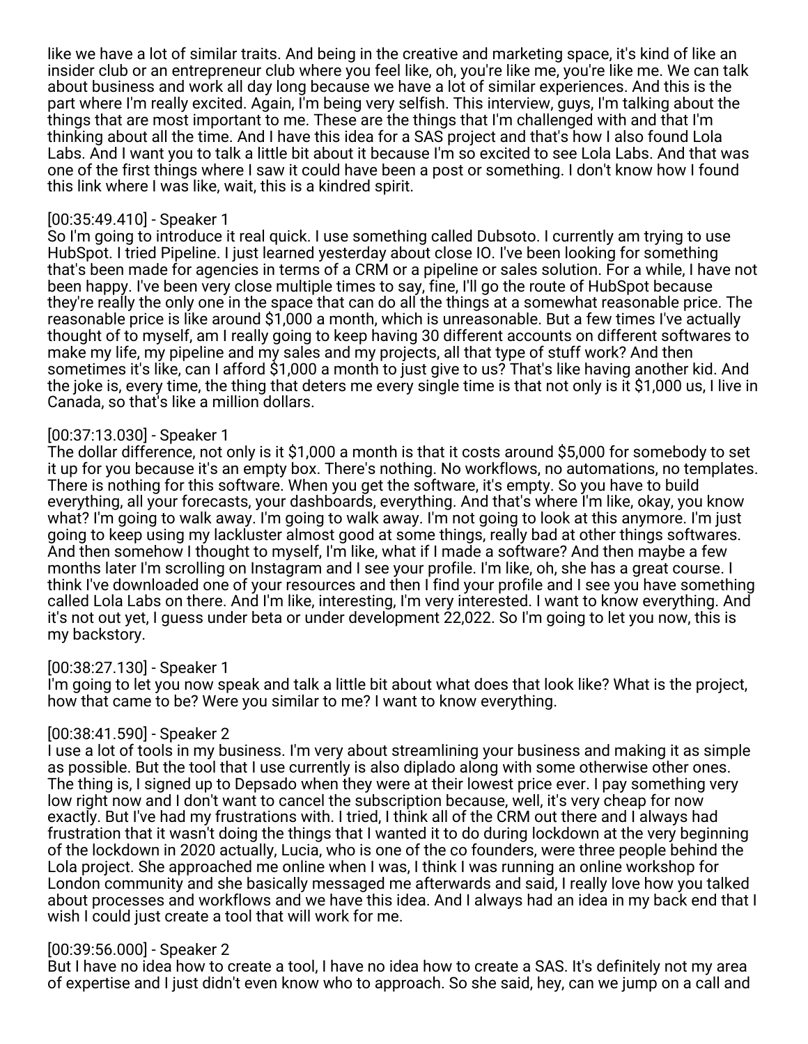like we have a lot of similar traits. And being in the creative and marketing space, it's kind of like an insider club or an entrepreneur club where you feel like, oh, you're like me, you're like me. We can talk about business and work all day long because we have a lot of similar experiences. And this is the part where I'm really excited. Again, I'm being very selfish. This interview, guys, I'm talking about the things that are most important to me. These are the things that I'm challenged with and that I'm thinking about all the time. And I have this idea for a SAS project and that's how I also found Lola Labs. And I want you to talk a little bit about it because I'm so excited to see Lola Labs. And that was one of the first things where I saw it could have been a post or something. I don't know how I found this link where I was like, wait, this is a kindred spirit.

[00:35:49.410] - Speaker 1
So I'm going to introduce it real quick. I use something called Dubsoto. I currently am trying to use HubSpot. I tried Pipeline. I just learned yesterday about close IO. I've been looking for something that's been made for agencies in terms of a CRM or a pipeline or sales solution. For a while, I have not been happy. I've been very close multiple times to say, fine, I'll go the route of HubSpot because they're really the only one in the space that can do all the things at a somewhat reasonable price. The reasonable price is like around $1,000 a month, which is unreasonable. But a few times I've actually thought of to myself, am I really going to keep having 30 different accounts on different softwares to make my life, my pipeline and my sales and my projects, all that type of stuff work? And then sometimes it's like, can I afford $1,000 a month to just give to us? That's like having another kid. And the joke is, every time, the thing that deters me every single time is that not only is it $1,000 us, I live in Canada, so that's like a million dollars.

[00:37:13.030] - Speaker 1
The dollar difference, not only is it $1,000 a month is that it costs around $5,000 for somebody to set it up for you because it's an empty box. There's nothing. No workflows, no automations, no templates. There is nothing for this software. When you get the software, it's empty. So you have to build everything, all your forecasts, your dashboards, everything. And that's where I'm like, okay, you know what? I'm going to walk away. I'm going to walk away. I'm not going to look at this anymore. I'm just going to keep using my lackluster almost good at some things, really bad at other things softwares. And then somehow I thought to myself, I'm like, what if I made a software? And then maybe a few months later I'm scrolling on Instagram and I see your profile. I'm like, oh, she has a great course. I think I've downloaded one of your resources and then I find your profile and I see you have something called Lola Labs on there. And I'm like, interesting, I'm very interested. I want to know everything. And it's not out yet, I guess under beta or under development 22,022. So I'm going to let you now, this is my backstory.

[00:38:27.130] - Speaker 1
I'm going to let you now speak and talk a little bit about what does that look like? What is the project, how that came to be? Were you similar to me? I want to know everything.

[00:38:41.590] - Speaker 2
I use a lot of tools in my business. I'm very about streamlining your business and making it as simple as possible. But the tool that I use currently is also diplado along with some otherwise other ones. The thing is, I signed up to Depsado when they were at their lowest price ever. I pay something very low right now and I don't want to cancel the subscription because, well, it's very cheap for now exactly. But I've had my frustrations with. I tried, I think all of the CRM out there and I always had frustration that it wasn't doing the things that I wanted it to do during lockdown at the very beginning of the lockdown in 2020 actually, Lucia, who is one of the co founders, were three people behind the Lola project. She approached me online when I was, I think I was running an online workshop for London community and she basically messaged me afterwards and said, I really love how you talked about processes and workflows and we have this idea. And I always had an idea in my back end that I wish I could just create a tool that will work for me.

[00:39:56.000] - Speaker 2
But I have no idea how to create a tool, I have no idea how to create a SAS. It's definitely not my area of expertise and I just didn't even know who to approach. So she said, hey, can we jump on a call and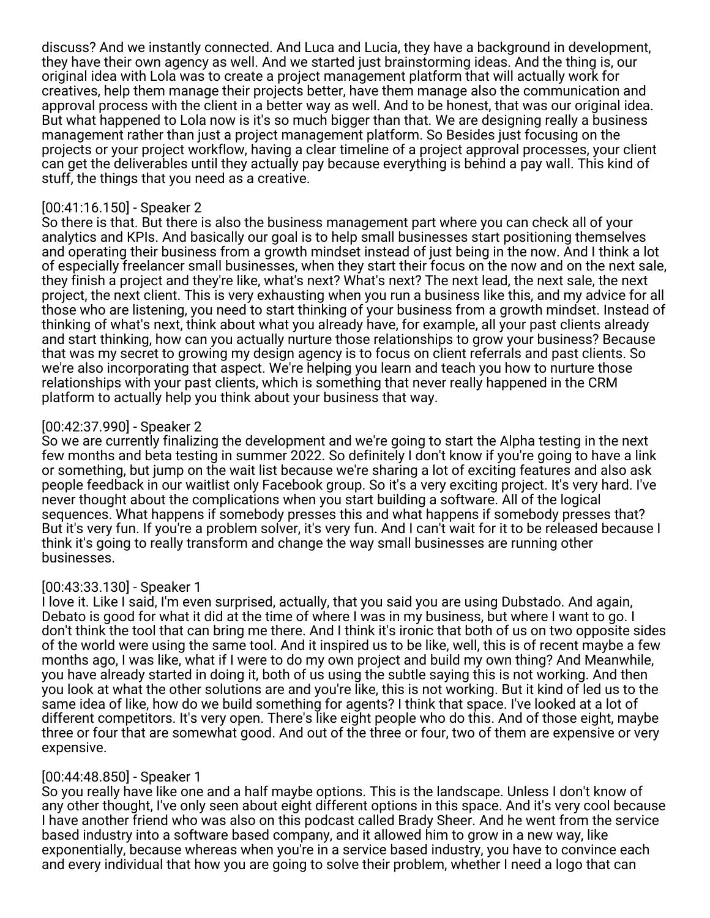discuss? And we instantly connected. And Luca and Lucia, they have a background in development, they have their own agency as well. And we started just brainstorming ideas. And the thing is, our original idea with Lola was to create a project management platform that will actually work for creatives, help them manage their projects better, have them manage also the communication and approval process with the client in a better way as well. And to be honest, that was our original idea. But what happened to Lola now is it's so much bigger than that. We are designing really a business management rather than just a project management platform. So Besides just focusing on the projects or your project workflow, having a clear timeline of a project approval processes, your client can get the deliverables until they actually pay because everything is behind a pay wall. This kind of stuff, the things that you need as a creative.

[00:41:16.150] - Speaker 2
So there is that. But there is also the business management part where you can check all of your analytics and KPIs. And basically our goal is to help small businesses start positioning themselves and operating their business from a growth mindset instead of just being in the now. And I think a lot of especially freelancer small businesses, when they start their focus on the now and on the next sale, they finish a project and they're like, what's next? What's next? The next lead, the next sale, the next project, the next client. This is very exhausting when you run a business like this, and my advice for all those who are listening, you need to start thinking of your business from a growth mindset. Instead of thinking of what's next, think about what you already have, for example, all your past clients already and start thinking, how can you actually nurture those relationships to grow your business? Because that was my secret to growing my design agency is to focus on client referrals and past clients. So we're also incorporating that aspect. We're helping you learn and teach you how to nurture those relationships with your past clients, which is something that never really happened in the CRM platform to actually help you think about your business that way.

[00:42:37.990] - Speaker 2
So we are currently finalizing the development and we're going to start the Alpha testing in the next few months and beta testing in summer 2022. So definitely I don't know if you're going to have a link or something, but jump on the wait list because we're sharing a lot of exciting features and also ask people feedback in our waitlist only Facebook group. So it's a very exciting project. It's very hard. I've never thought about the complications when you start building a software. All of the logical sequences. What happens if somebody presses this and what happens if somebody presses that? But it's very fun. If you're a problem solver, it's very fun. And I can't wait for it to be released because I think it's going to really transform and change the way small businesses are running other businesses.

[00:43:33.130] - Speaker 1
I love it. Like I said, I'm even surprised, actually, that you said you are using Dubstado. And again, Debato is good for what it did at the time of where I was in my business, but where I want to go. I don't think the tool that can bring me there. And I think it's ironic that both of us on two opposite sides of the world were using the same tool. And it inspired us to be like, well, this is of recent maybe a few months ago, I was like, what if I were to do my own project and build my own thing? And Meanwhile, you have already started in doing it, both of us using the subtle saying this is not working. And then you look at what the other solutions are and you're like, this is not working. But it kind of led us to the same idea of like, how do we build something for agents? I think that space. I've looked at a lot of different competitors. It's very open. There's like eight people who do this. And of those eight, maybe three or four that are somewhat good. And out of the three or four, two of them are expensive or very expensive.

[00:44:48.850] - Speaker 1
So you really have like one and a half maybe options. This is the landscape. Unless I don't know of any other thought, I've only seen about eight different options in this space. And it's very cool because I have another friend who was also on this podcast called Brady Sheer. And he went from the service based industry into a software based company, and it allowed him to grow in a new way, like exponentially, because whereas when you're in a service based industry, you have to convince each and every individual that how you are going to solve their problem, whether I need a logo that can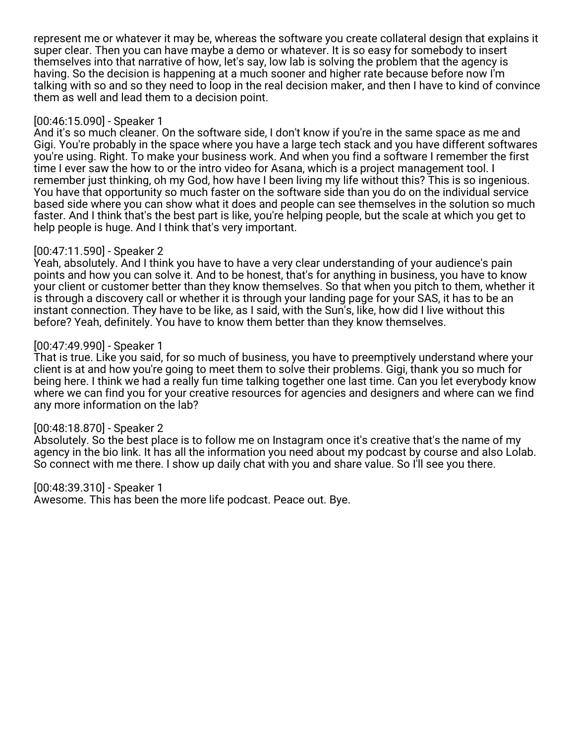represent me or whatever it may be, whereas the software you create collateral design that explains it super clear. Then you can have maybe a demo or whatever. It is so easy for somebody to insert themselves into that narrative of how, let's say, low lab is solving the problem that the agency is having. So the decision is happening at a much sooner and higher rate because before now I'm talking with so and so they need to loop in the real decision maker, and then I have to kind of convince them as well and lead them to a decision point.

[00:46:15.090] - Speaker 1
And it's so much cleaner. On the software side, I don't know if you're in the same space as me and Gigi. You're probably in the space where you have a large tech stack and you have different softwares you're using. Right. To make your business work. And when you find a software I remember the first time I ever saw the how to or the intro video for Asana, which is a project management tool. I remember just thinking, oh my God, how have I been living my life without this? This is so ingenious. You have that opportunity so much faster on the software side than you do on the individual service based side where you can show what it does and people can see themselves in the solution so much faster. And I think that's the best part is like, you're helping people, but the scale at which you get to help people is huge. And I think that's very important.

[00:47:11.590] - Speaker 2
Yeah, absolutely. And I think you have to have a very clear understanding of your audience's pain points and how you can solve it. And to be honest, that's for anything in business, you have to know your client or customer better than they know themselves. So that when you pitch to them, whether it is through a discovery call or whether it is through your landing page for your SAS, it has to be an instant connection. They have to be like, as I said, with the Sun's, like, how did I live without this before? Yeah, definitely. You have to know them better than they know themselves.

[00:47:49.990] - Speaker 1
That is true. Like you said, for so much of business, you have to preemptively understand where your client is at and how you're going to meet them to solve their problems. Gigi, thank you so much for being here. I think we had a really fun time talking together one last time. Can you let everybody know where we can find you for your creative resources for agencies and designers and where can we find any more information on the lab?

[00:48:18.870] - Speaker 2
Absolutely. So the best place is to follow me on Instagram once it's creative that's the name of my agency in the bio link. It has all the information you need about my podcast by course and also Lolab. So connect with me there. I show up daily chat with you and share value. So I'll see you there.

[00:48:39.310] - Speaker 1
Awesome. This has been the more life podcast. Peace out. Bye.